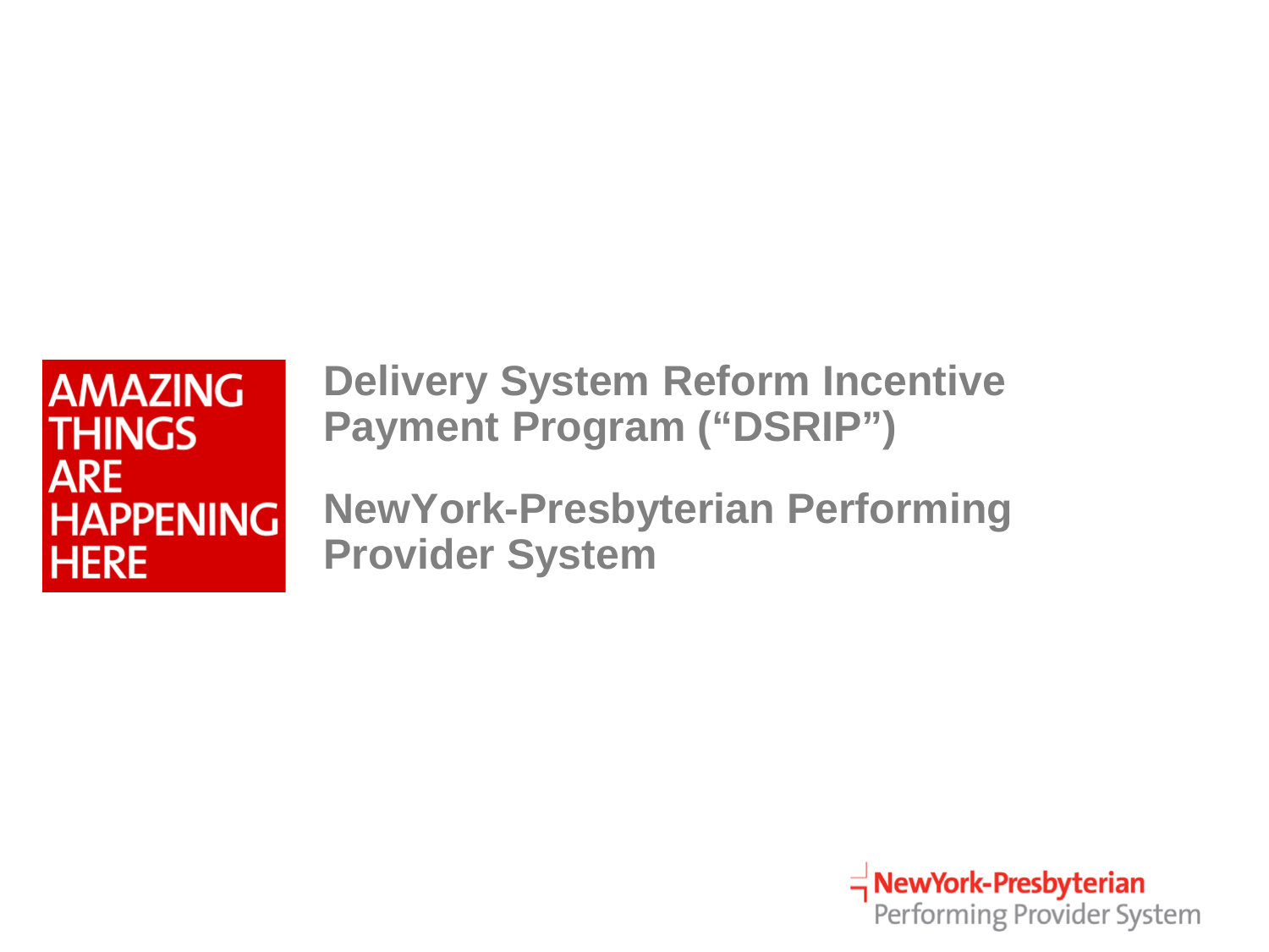AMAZING THINGS ARE HAPPENING HERE

# Delivery System Reform Incentive Payment Program ("DSRIP")

## NewYork-Presbyterian Performing Provider System

NewYork-Presbyterian
Performing Provider System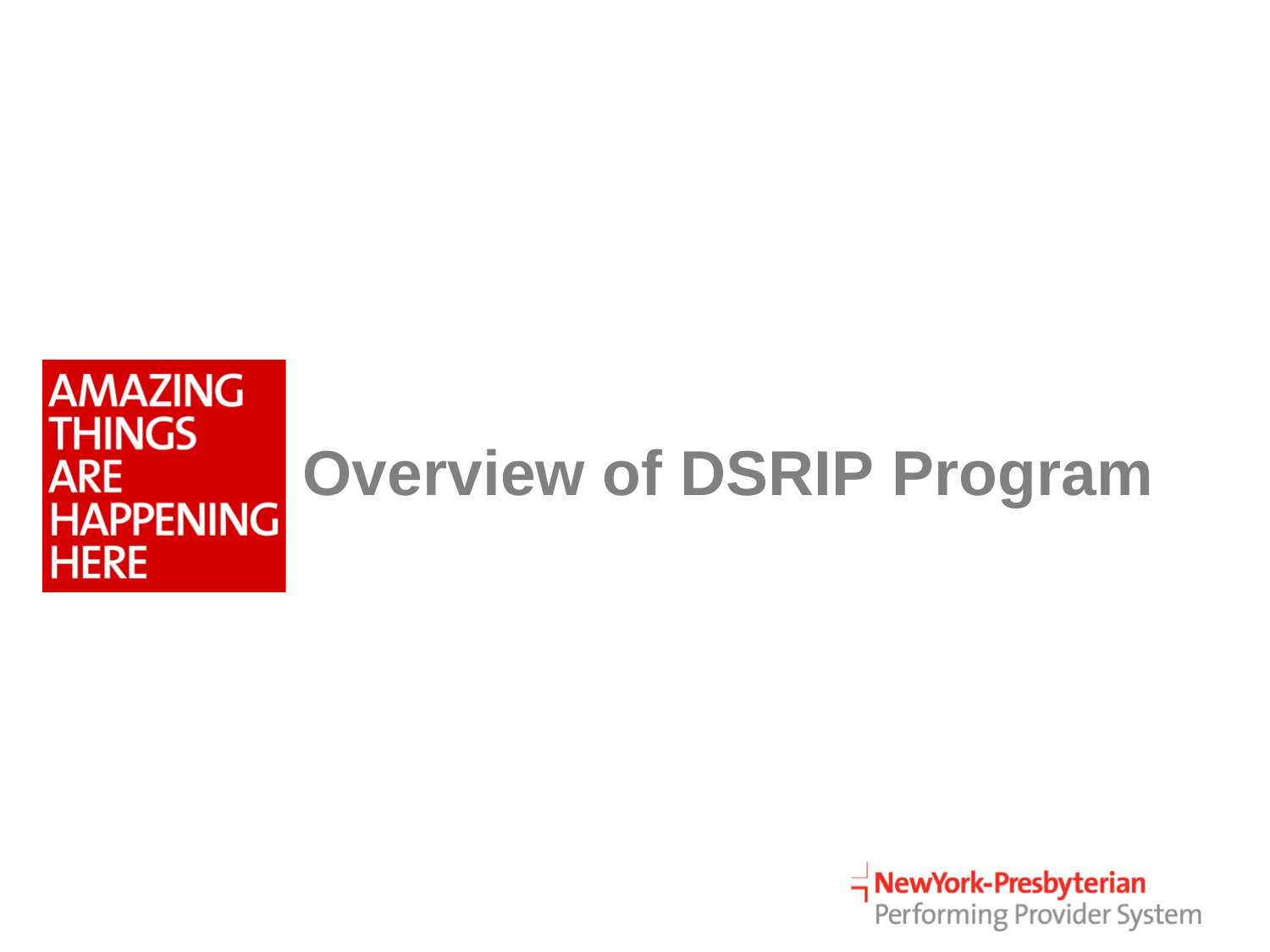AMAZING THINGS ARE HAPPENING HERE

# Overview of DSRIP Program

NewYork-Presbyterian
Performing Provider System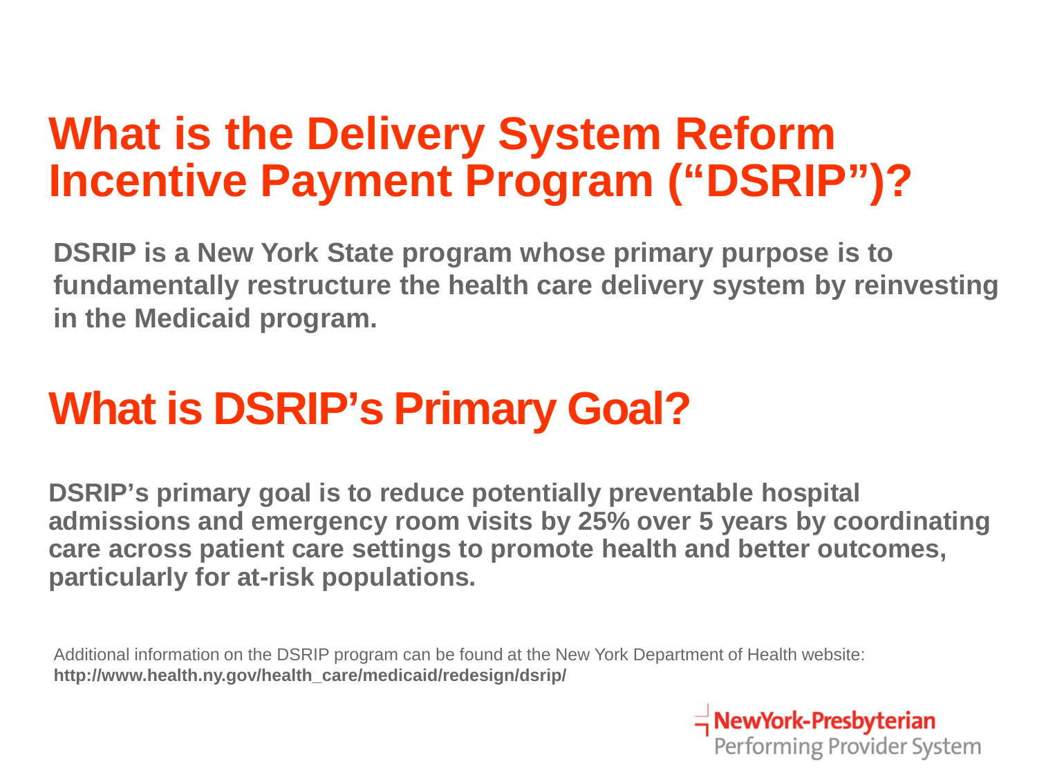# What is the Delivery System Reform Incentive Payment Program ("DSRIP")?

**DSRIP is a New York State program whose primary purpose is to fundamentally restructure the health care delivery system by reinvesting in the Medicaid program.**

# What is DSRIP's Primary Goal?

**DSRIP's primary goal is to reduce potentially preventable hospital admissions and emergency room visits by 25% over 5 years by coordinating care across patient care settings to promote health and better outcomes, particularly for at-risk populations.**

Additional information on the DSRIP program can be found at the New York Department of Health website:
**http://www.health.ny.gov/health_care/medicaid/redesign/dsrip/**

NewYork-Presbyterian Performing Provider System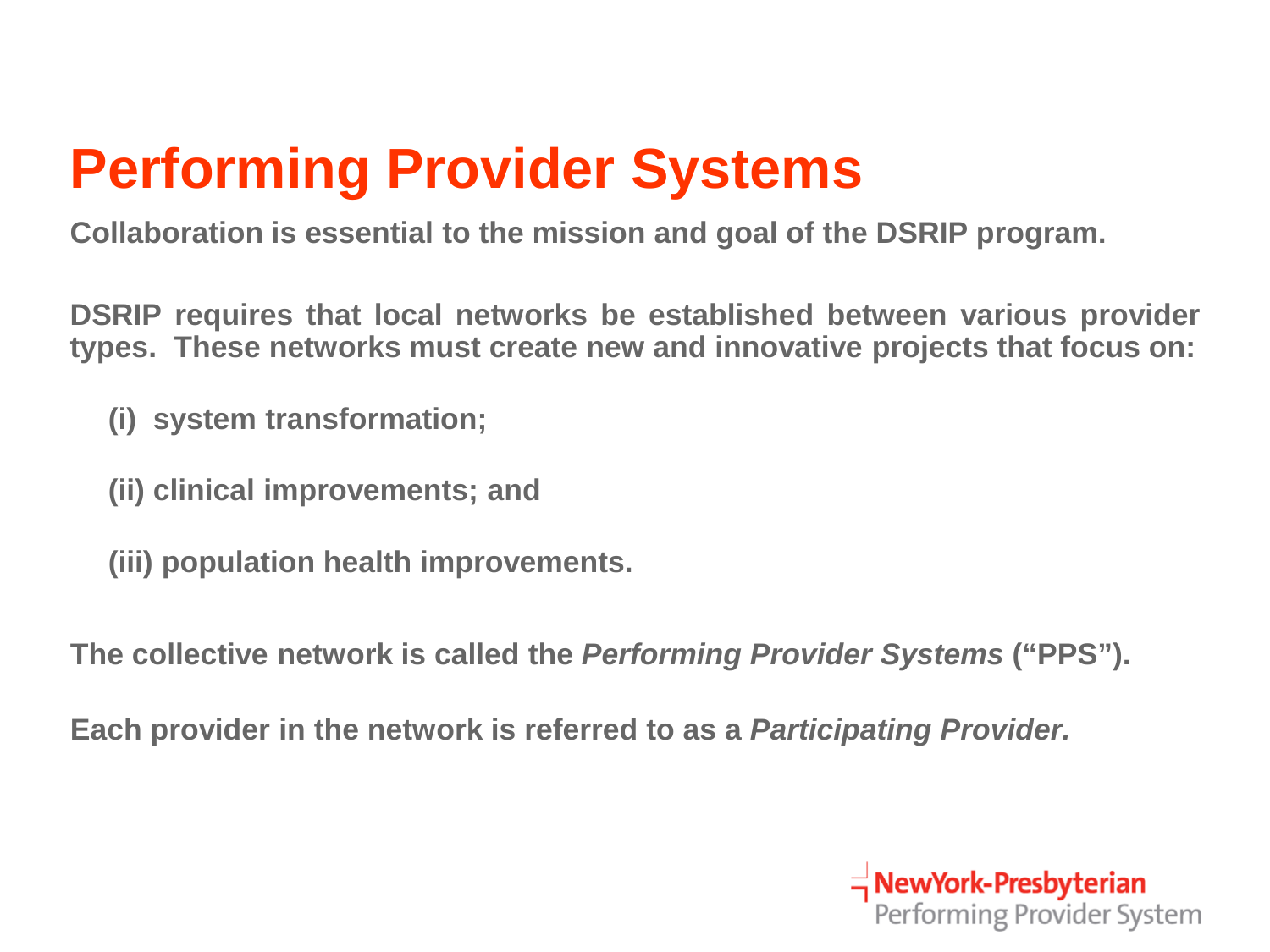# Performing Provider Systems

**Collaboration is essential to the mission and goal of the DSRIP program.**

**DSRIP requires that local networks be established between various provider types. These networks must create new and innovative projects that focus on:**

**(i) system transformation;**

**(ii) clinical improvements; and**

**(iii) population health improvements.**

**The collective network is called the *Performing Provider Systems* ("PPS").**

**Each provider in the network is referred to as a *Participating Provider.***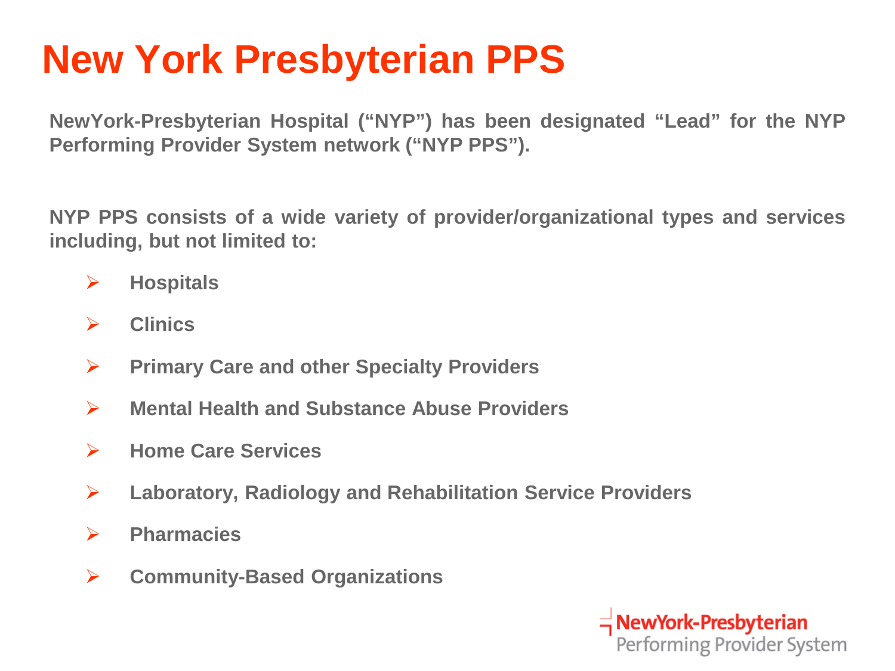# New York Presbyterian PPS

**NewYork-Presbyterian Hospital ("NYP") has been designated "Lead" for the NYP Performing Provider System network ("NYP PPS").**

**NYP PPS consists of a wide variety of provider/organizational types and services including, but not limited to:**

- **Hospitals**
- **Clinics**
- **Primary Care and other Specialty Providers**
- **Mental Health and Substance Abuse Providers**
- **Home Care Services**
- **Laboratory, Radiology and Rehabilitation Service Providers**
- **Pharmacies**
- **Community-Based Organizations**

NewYork-Presbyterian
Performing Provider System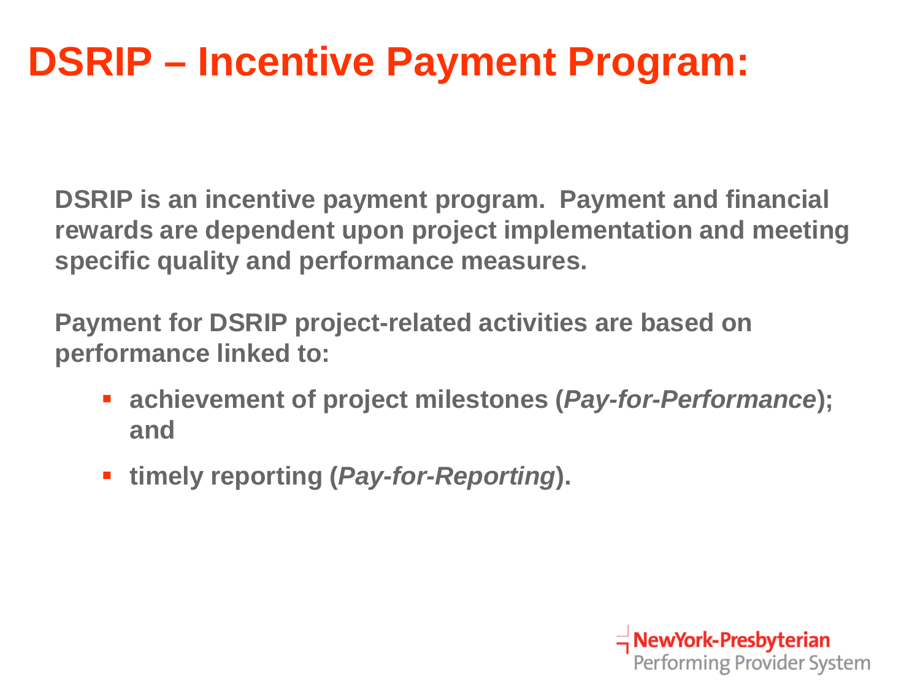# DSRIP – Incentive Payment Program:

**DSRIP is an incentive payment program. Payment and financial rewards are dependent upon project implementation and meeting specific quality and performance measures.**

**Payment for DSRIP project-related activities are based on performance linked to:**

- **achievement of project milestones (*Pay-for-Performance*); and**
- **timely reporting (*Pay-for-Reporting*).**

NewYork-Presbyterian
Performing Provider System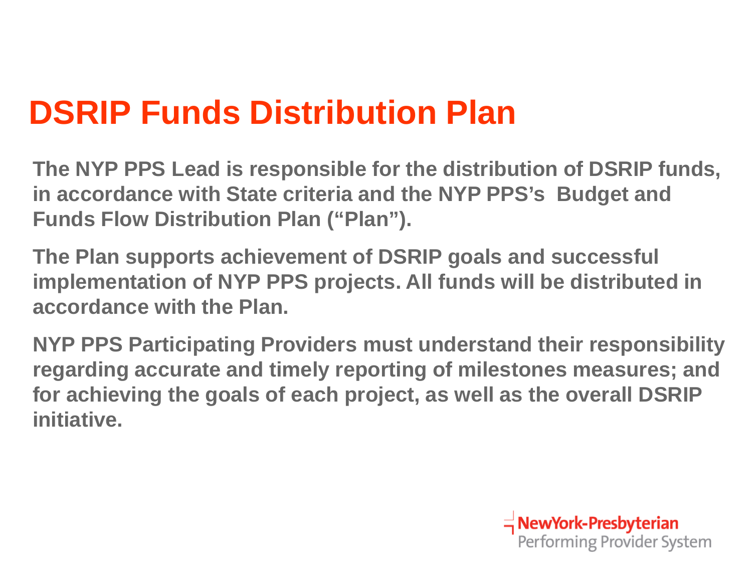# DSRIP Funds Distribution Plan

The NYP PPS Lead is responsible for the distribution of DSRIP funds, in accordance with State criteria and the NYP PPS's Budget and Funds Flow Distribution Plan ("Plan").

The Plan supports achievement of DSRIP goals and successful implementation of NYP PPS projects. All funds will be distributed in accordance with the Plan.

NYP PPS Participating Providers must understand their responsibility regarding accurate and timely reporting of milestones measures; and for achieving the goals of each project, as well as the overall DSRIP initiative.

NewYork-Presbyterian Performing Provider System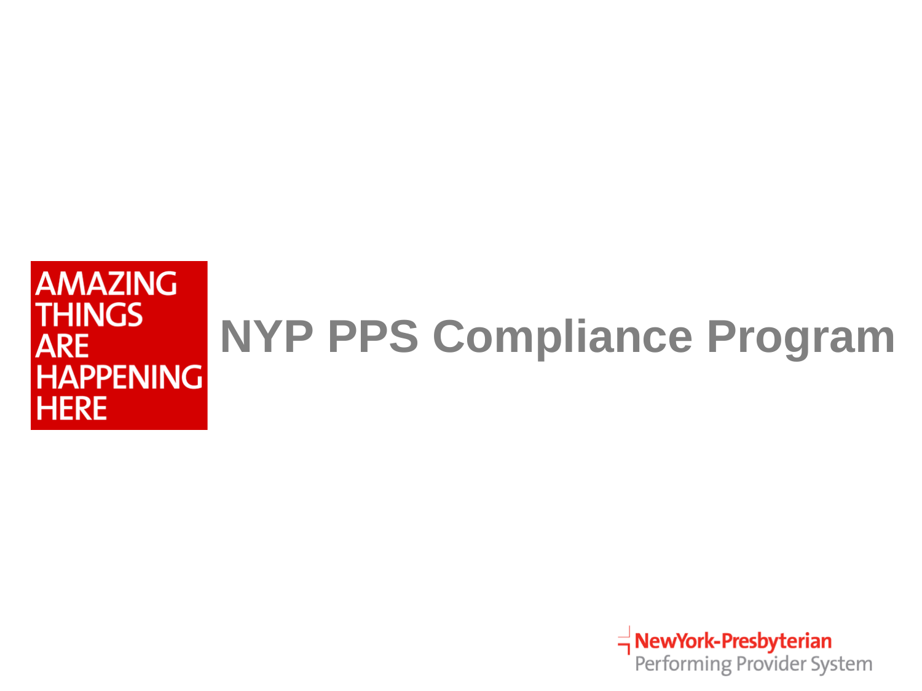AMAZING THINGS ARE HAPPENING HERE

# NYP PPS Compliance Program

NewYork-Presbyterian
Performing Provider System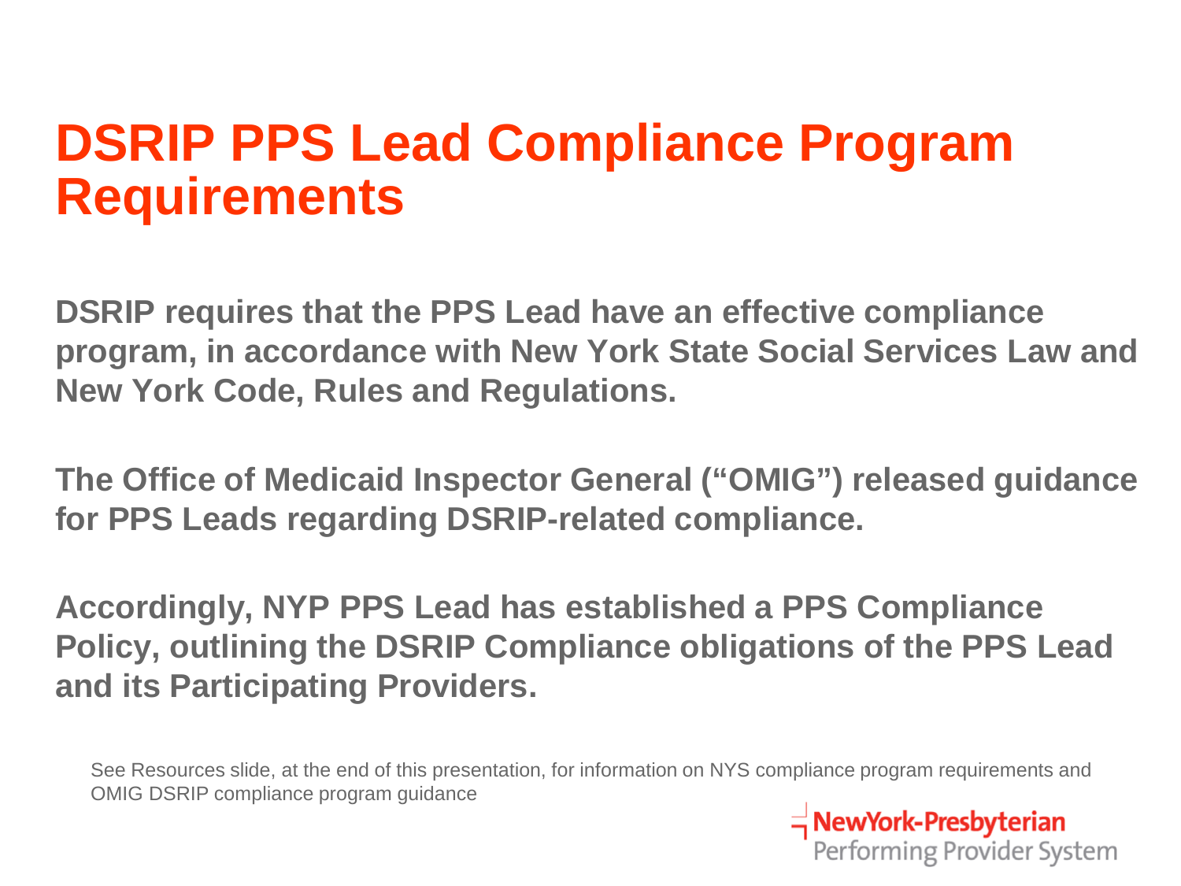# DSRIP PPS Lead Compliance Program Requirements

**DSRIP requires that the PPS Lead have an effective compliance program, in accordance with New York State Social Services Law and New York Code, Rules and Regulations.**

**The Office of Medicaid Inspector General ("OMIG") released guidance for PPS Leads regarding DSRIP-related compliance.**

**Accordingly, NYP PPS Lead has established a PPS Compliance Policy, outlining the DSRIP Compliance obligations of the PPS Lead and its Participating Providers.**

See Resources slide, at the end of this presentation, for information on NYS compliance program requirements and OMIG DSRIP compliance program guidance

NewYork-Presbyterian
Performing Provider System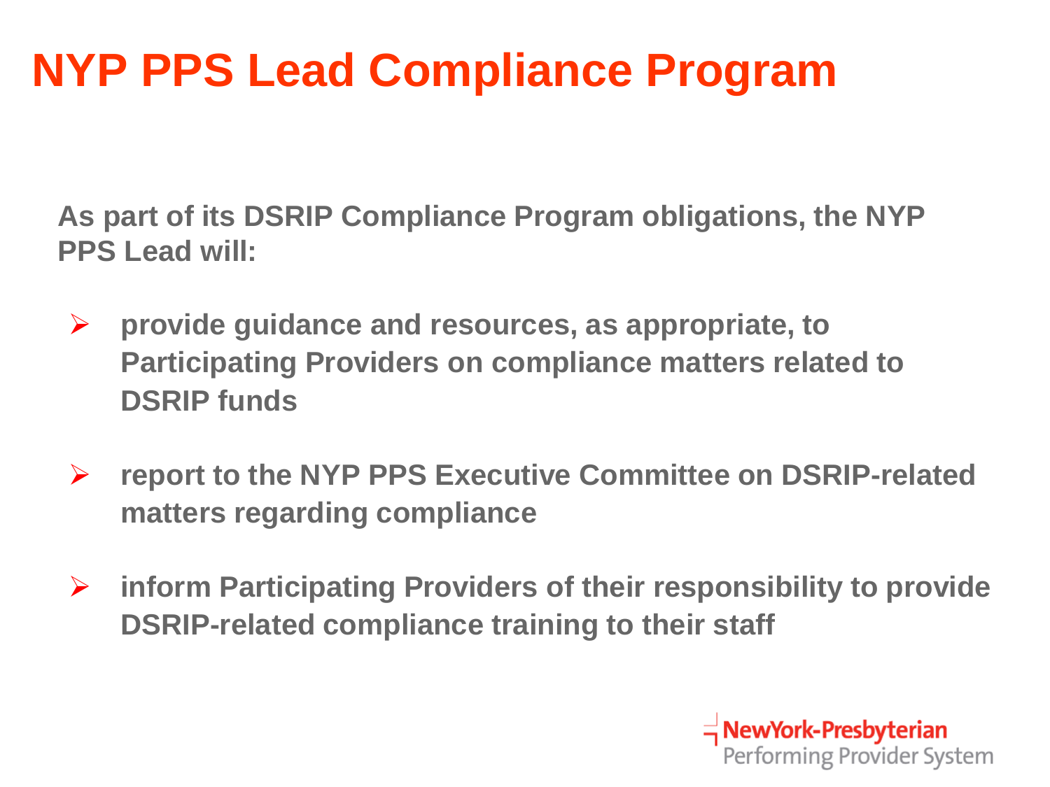# NYP PPS Lead Compliance Program

**As part of its DSRIP Compliance Program obligations, the NYP PPS Lead will:**

- **provide guidance and resources, as appropriate, to Participating Providers on compliance matters related to DSRIP funds**
- **report to the NYP PPS Executive Committee on DSRIP-related matters regarding compliance**
- **inform Participating Providers of their responsibility to provide DSRIP-related compliance training to their staff**

NewYork-Presbyterian
Performing Provider System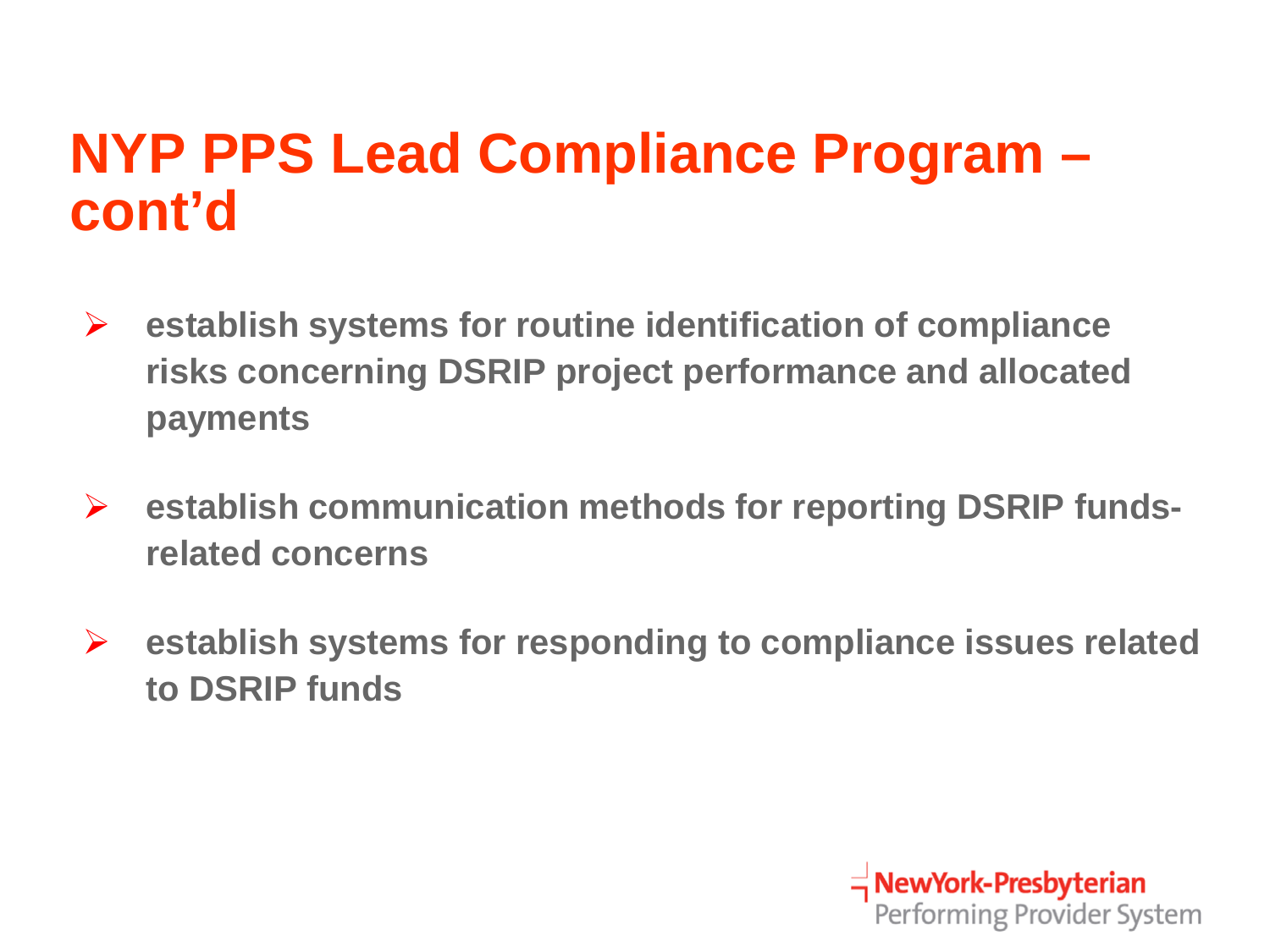# NYP PPS Lead Compliance Program – cont'd

- **establish systems for routine identification of compliance risks concerning DSRIP project performance and allocated payments**
- **establish communication methods for reporting DSRIP funds-related concerns**
- **establish systems for responding to compliance issues related to DSRIP funds**

NewYork-Presbyterian
Performing Provider System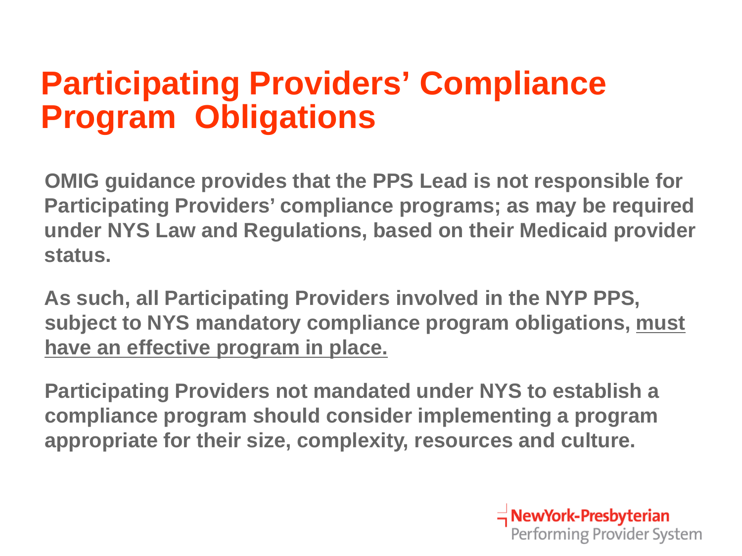# Participating Providers' Compliance Program Obligations

**OMIG guidance provides that the PPS Lead is not responsible for Participating Providers' compliance programs; as may be required under NYS Law and Regulations, based on their Medicaid provider status.**

**As such, all Participating Providers involved in the NYP PPS, subject to NYS mandatory compliance program obligations, <u>must have an effective program in place.</u>**

**Participating Providers not mandated under NYS to establish a compliance program should consider implementing a program appropriate for their size, complexity, resources and culture.**

NewYork-Presbyterian
Performing Provider System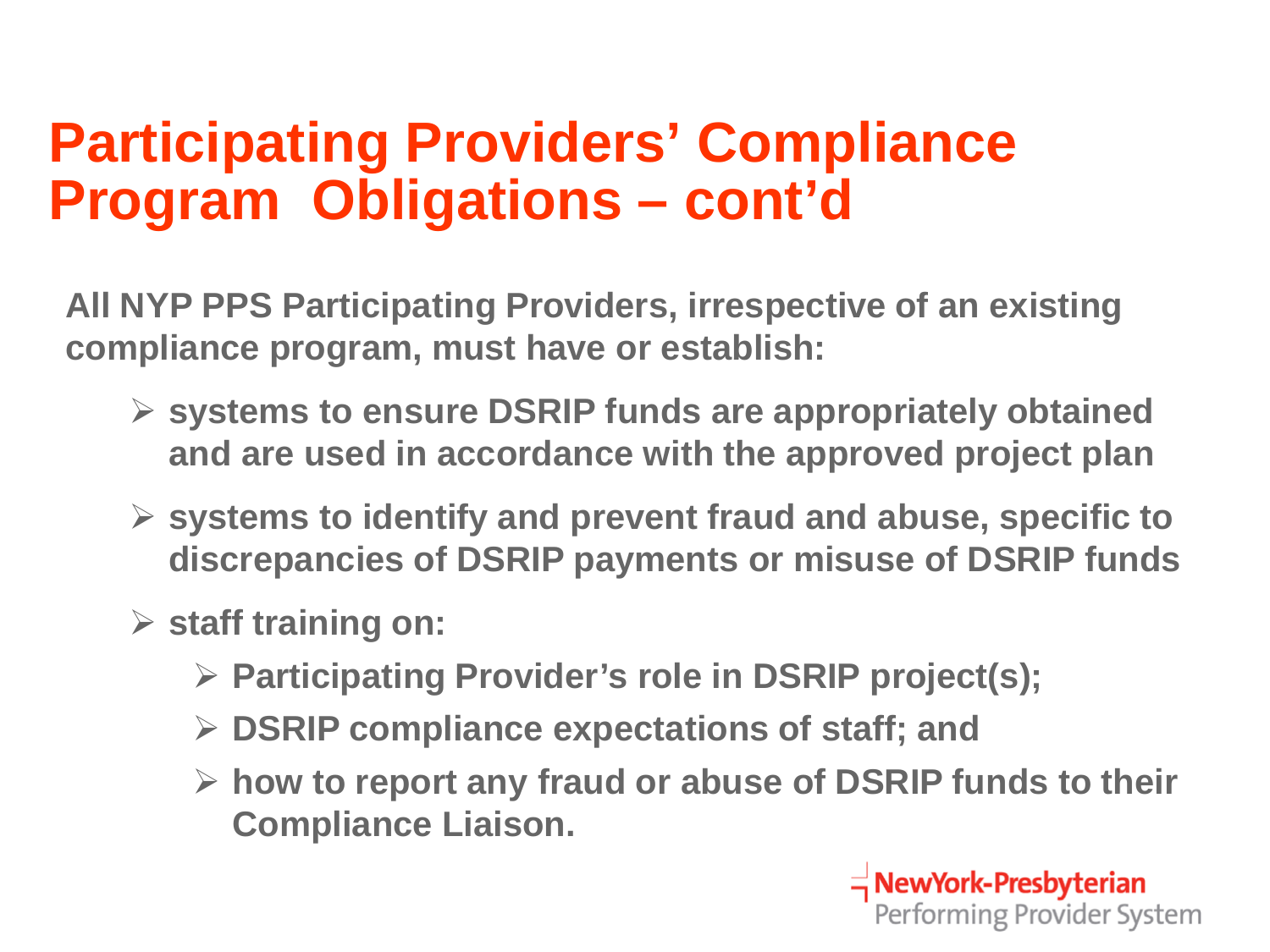# Participating Providers' Compliance Program Obligations – cont'd

**All NYP PPS Participating Providers, irrespective of an existing compliance program, must have or establish:**

- **systems to ensure DSRIP funds are appropriately obtained and are used in accordance with the approved project plan**
- **systems to identify and prevent fraud and abuse, specific to discrepancies of DSRIP payments or misuse of DSRIP funds**
- **staff training on:**
  - **Participating Provider's role in DSRIP project(s);**
  - **DSRIP compliance expectations of staff; and**
  - **how to report any fraud or abuse of DSRIP funds to their Compliance Liaison.**

NewYork-Presbyterian
Performing Provider System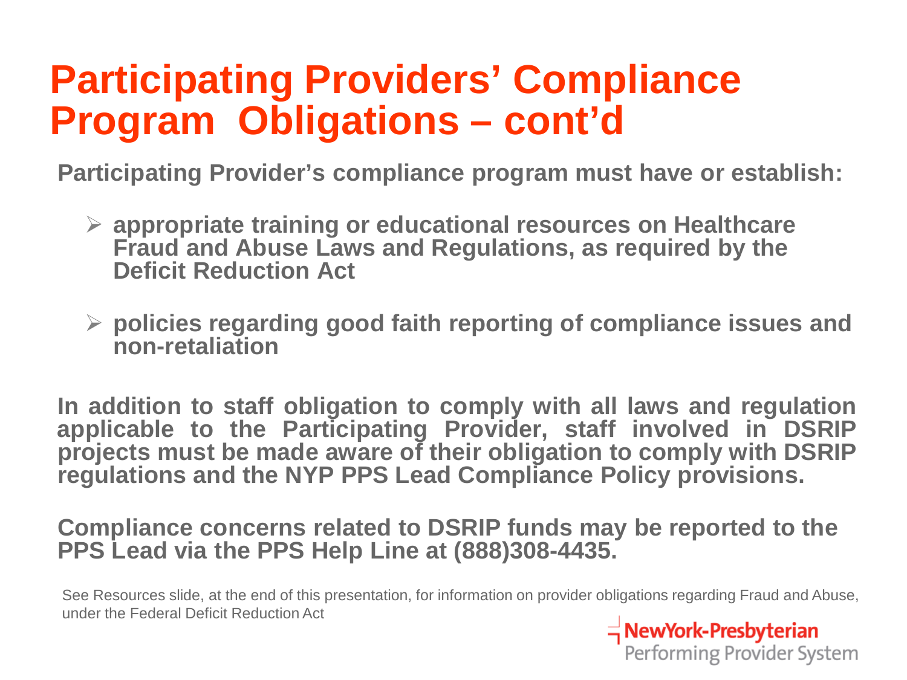# Participating Providers' Compliance Program Obligations – cont'd

**Participating Provider's compliance program must have or establish:**

- **appropriate training or educational resources on Healthcare Fraud and Abuse Laws and Regulations, as required by the Deficit Reduction Act**
- **policies regarding good faith reporting of compliance issues and non-retaliation**

**In addition to staff obligation to comply with all laws and regulation applicable to the Participating Provider, staff involved in DSRIP projects must be made aware of their obligation to comply with DSRIP regulations and the NYP PPS Lead Compliance Policy provisions.**

**Compliance concerns related to DSRIP funds may be reported to the PPS Lead via the PPS Help Line at (888)308-4435.**

See Resources slide, at the end of this presentation, for information on provider obligations regarding Fraud and Abuse, under the Federal Deficit Reduction Act

NewYork-Presbyterian
Performing Provider System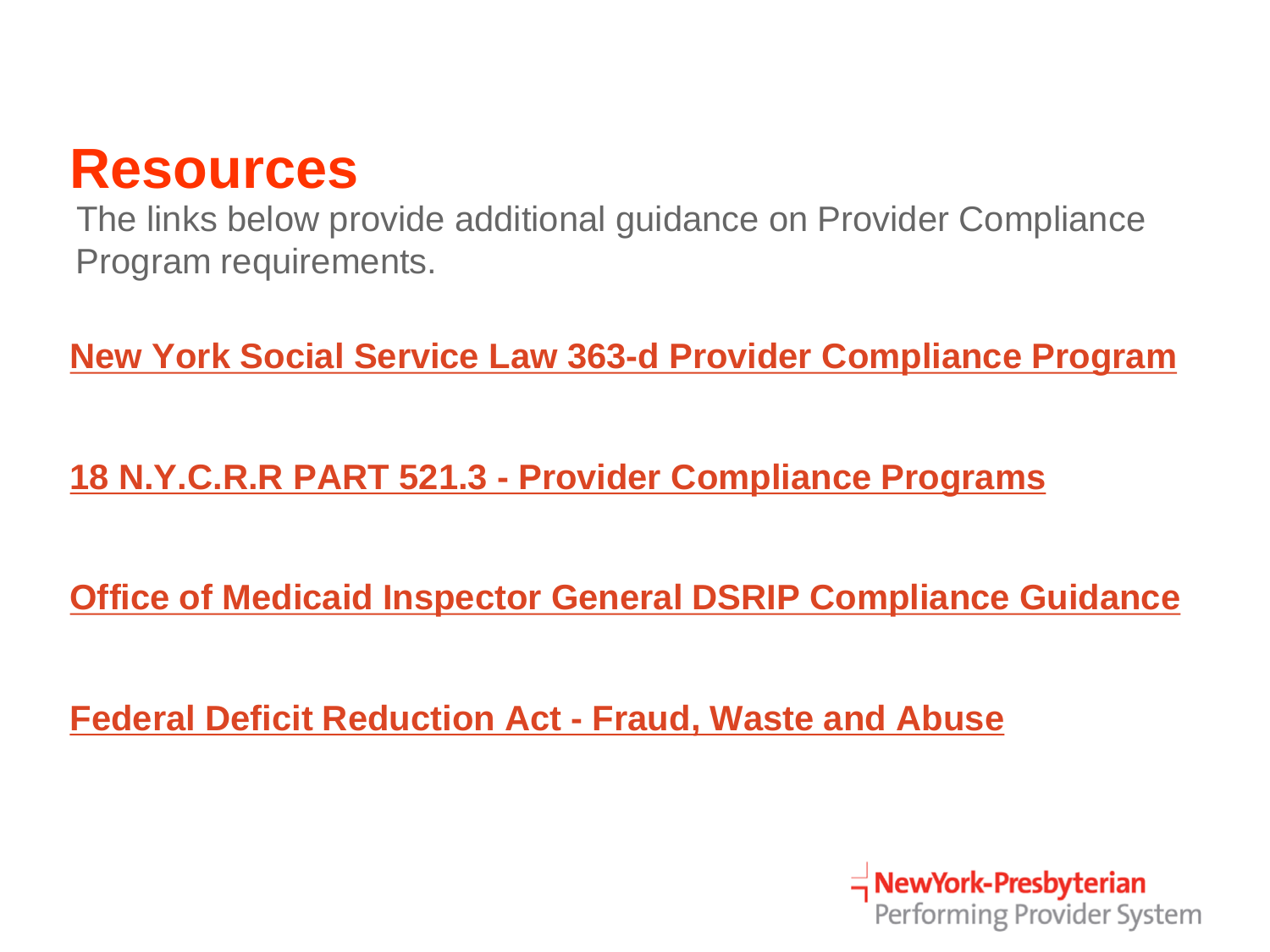# Resources

The links below provide additional guidance on Provider Compliance Program requirements.

**New York Social Service Law 363-d Provider Compliance Program**

**18 N.Y.C.R.R PART 521.3 - Provider Compliance Programs**

**Office of Medicaid Inspector General DSRIP Compliance Guidance**

**Federal Deficit Reduction Act - Fraud, Waste and Abuse**

NewYork-Presbyterian
Performing Provider System